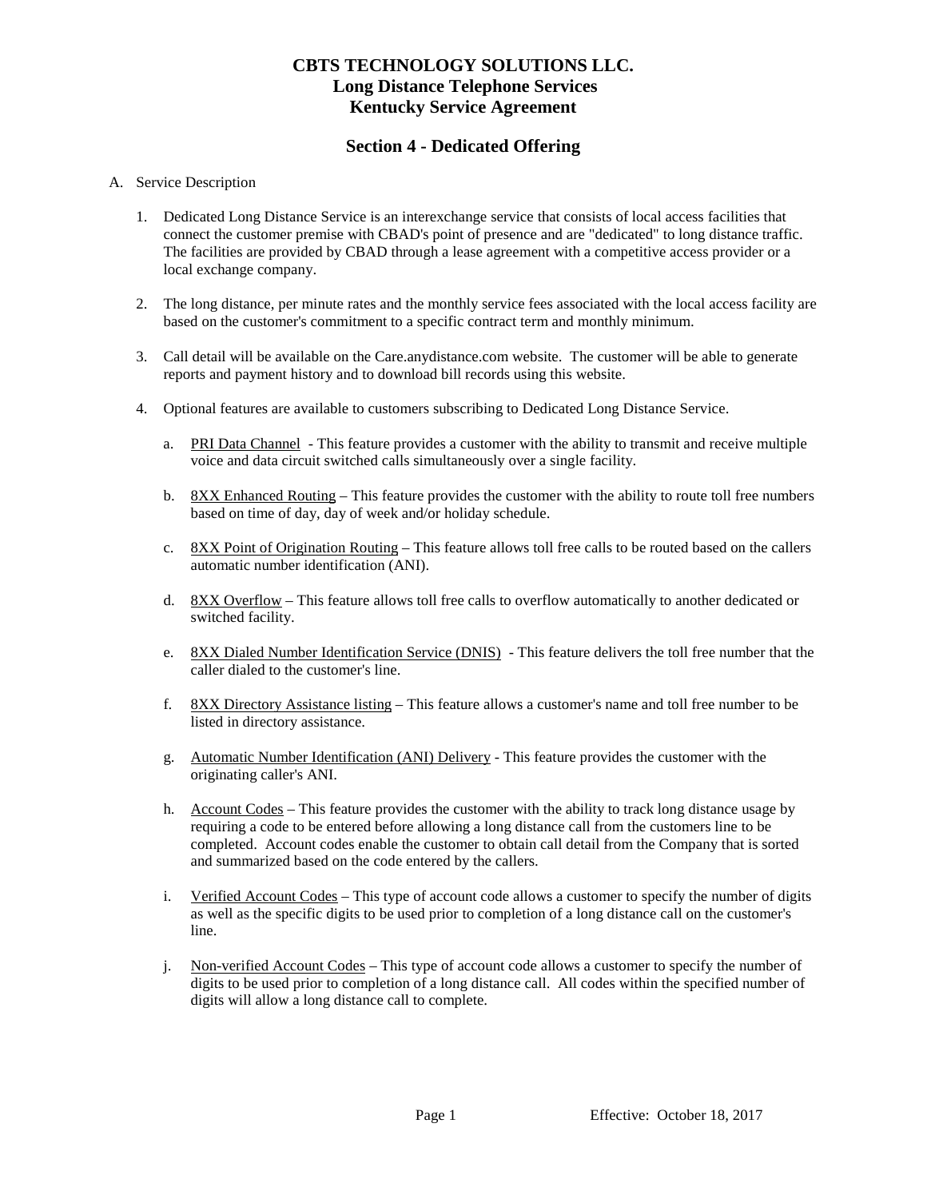# CBTS TECHNOLOGY SOLUTIONS LLC.
## Long Distance Telephone Services
## Kentucky Service Agreement

## Section 4 - Dedicated Offering

A. Service Description

1. Dedicated Long Distance Service is an interexchange service that consists of local access facilities that connect the customer premise with CBAD's point of presence and are "dedicated" to long distance traffic. The facilities are provided by CBAD through a lease agreement with a competitive access provider or a local exchange company.

2. The long distance, per minute rates and the monthly service fees associated with the local access facility are based on the customer's commitment to a specific contract term and monthly minimum.

3. Call detail will be available on the Care.anydistance.com website. The customer will be able to generate reports and payment history and to download bill records using this website.

4. Optional features are available to customers subscribing to Dedicated Long Distance Service.

   a. <u>PRI Data Channel</u> - This feature provides a customer with the ability to transmit and receive multiple voice and data circuit switched calls simultaneously over a single facility.

   b. <u>8XX Enhanced Routing</u> – This feature provides the customer with the ability to route toll free numbers based on time of day, day of week and/or holiday schedule.

   c. <u>8XX Point of Origination Routing</u> – This feature allows toll free calls to be routed based on the callers automatic number identification (ANI).

   d. <u>8XX Overflow</u> – This feature allows toll free calls to overflow automatically to another dedicated or switched facility.

   e. <u>8XX Dialed Number Identification Service (DNIS)</u> - This feature delivers the toll free number that the caller dialed to the customer's line.

   f. <u>8XX Directory Assistance listing</u> – This feature allows a customer's name and toll free number to be listed in directory assistance.

   g. <u>Automatic Number Identification (ANI) Delivery</u> - This feature provides the customer with the originating caller's ANI.

   h. <u>Account Codes</u> – This feature provides the customer with the ability to track long distance usage by requiring a code to be entered before allowing a long distance call from the customers line to be completed. Account codes enable the customer to obtain call detail from the Company that is sorted and summarized based on the code entered by the callers.

   i. <u>Verified Account Codes</u> – This type of account code allows a customer to specify the number of digits as well as the specific digits to be used prior to completion of a long distance call on the customer's line.

   j. <u>Non-verified Account Codes</u> – This type of account code allows a customer to specify the number of digits to be used prior to completion of a long distance call. All codes within the specified number of digits will allow a long distance call to complete.

Effective: October 18, 2017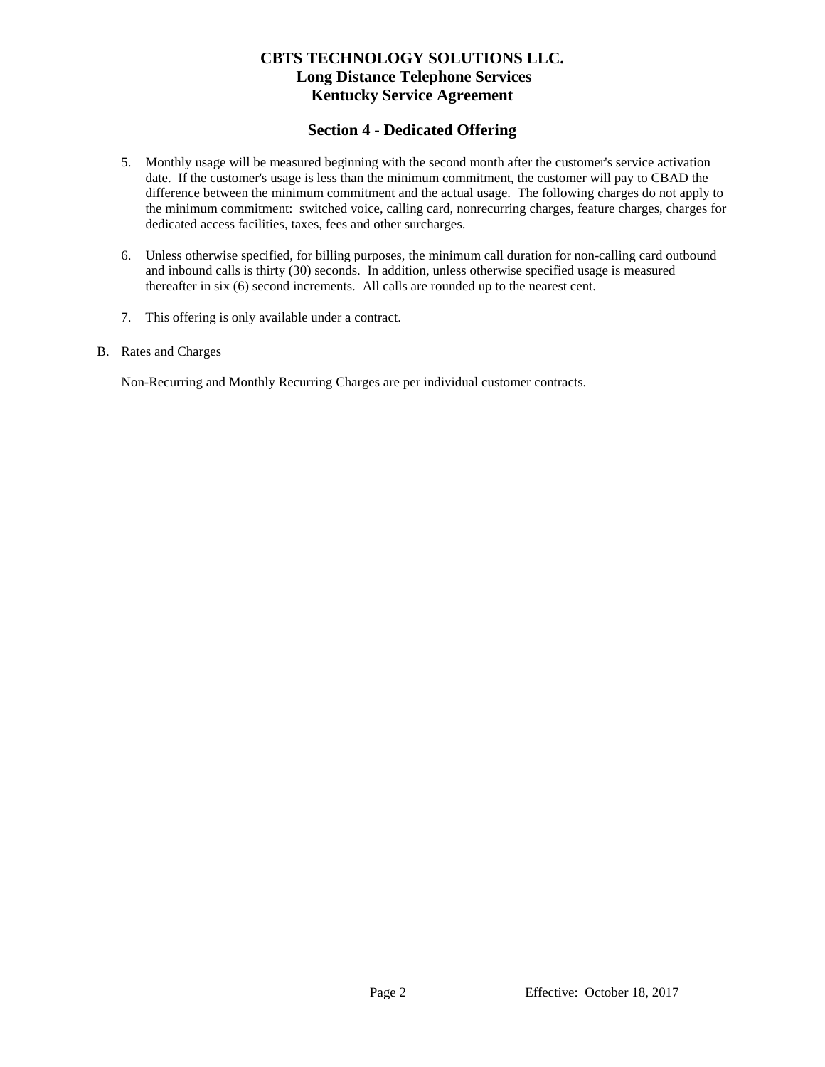# CBTS TECHNOLOGY SOLUTIONS LLC.
## Long Distance Telephone Services
## Kentucky Service Agreement

## Section 4 - Dedicated Offering

5. Monthly usage will be measured beginning with the second month after the customer's service activation date. If the customer's usage is less than the minimum commitment, the customer will pay to CBAD the difference between the minimum commitment and the actual usage. The following charges do not apply to the minimum commitment: switched voice, calling card, nonrecurring charges, feature charges, charges for dedicated access facilities, taxes, fees and other surcharges.

6. Unless otherwise specified, for billing purposes, the minimum call duration for non-calling card outbound and inbound calls is thirty (30) seconds. In addition, unless otherwise specified usage is measured thereafter in six (6) second increments. All calls are rounded up to the nearest cent.

7. This offering is only available under a contract.

B. Rates and Charges

Non-Recurring and Monthly Recurring Charges are per individual customer contracts.

Effective: October 18, 2017